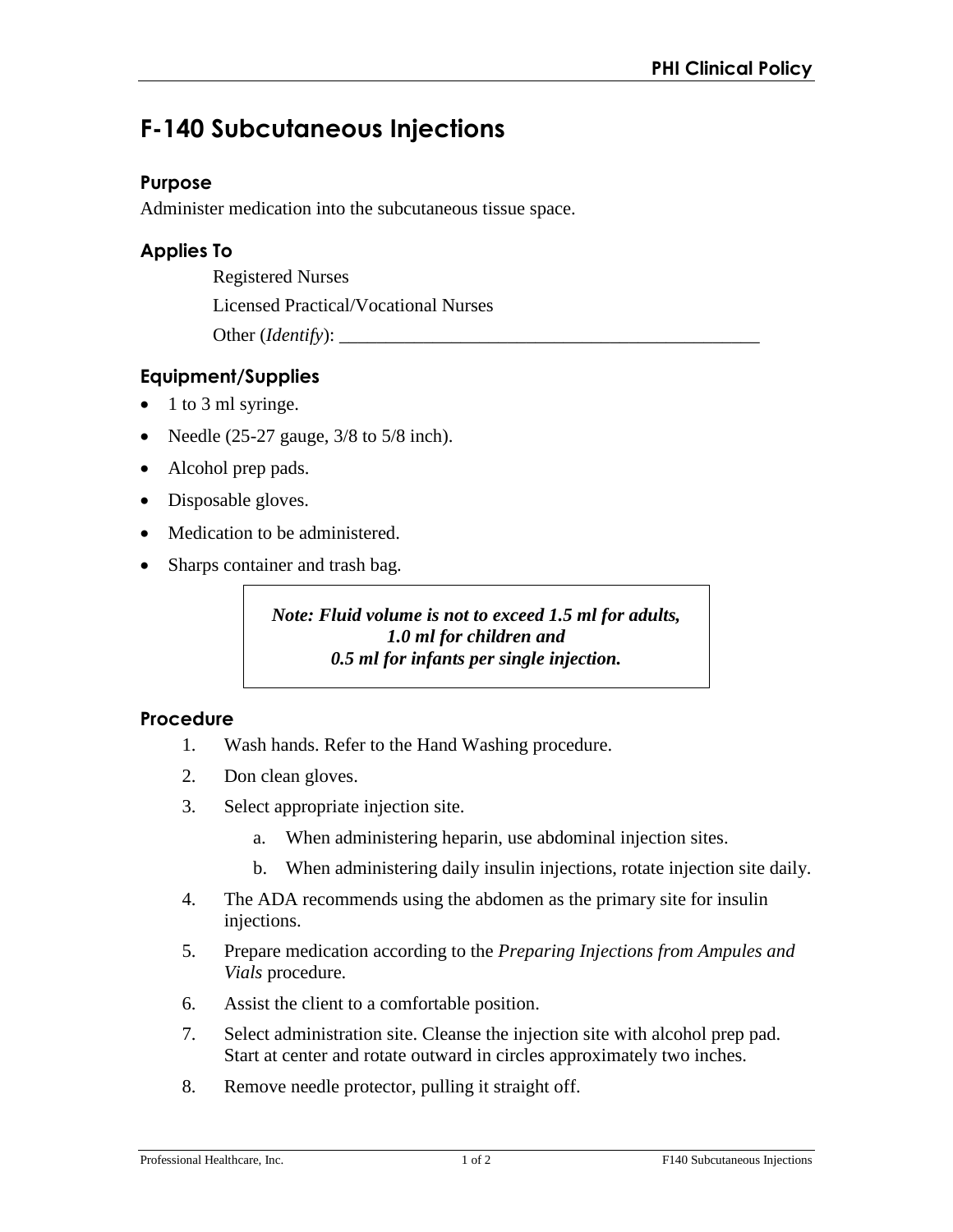# F-140 Subcutaneous Injections

## Purpose

Administer medication into the subcutaneous tissue space.

## Applies To

Registered Nurses

Licensed Practical/Vocational Nurses

Other (*Identify*): _______________________________________________

## Equipment/Supplies

- 1 to 3 ml syringe.
- Needle (25-27 gauge, 3/8 to 5/8 inch).
- Alcohol prep pads.
- Disposable gloves.
- Medication to be administered.
- Sharps container and trash bag.

> ***Note: Fluid volume is not to exceed 1.5 ml for adults, 1.0 ml for children and 0.5 ml for infants per single injection.***

## Procedure

1. Wash hands. Refer to the Hand Washing procedure.
2. Don clean gloves.
3. Select appropriate injection site.
   a. When administering heparin, use abdominal injection sites.
   b. When administering daily insulin injections, rotate injection site daily.
4. The ADA recommends using the abdomen as the primary site for insulin injections.
5. Prepare medication according to the *Preparing Injections from Ampules and Vials* procedure.
6. Assist the client to a comfortable position.
7. Select administration site. Cleanse the injection site with alcohol prep pad. Start at center and rotate outward in circles approximately two inches.
8. Remove needle protector, pulling it straight off.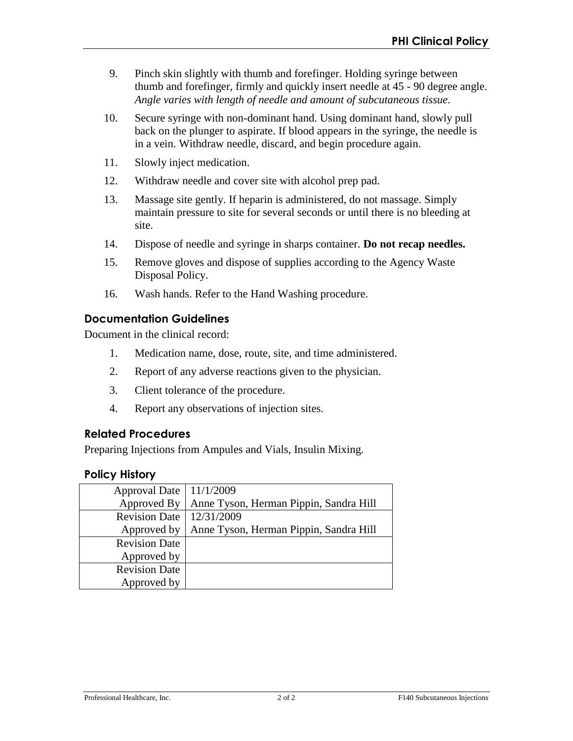9. Pinch skin slightly with thumb and forefinger. Holding syringe between thumb and forefinger, firmly and quickly insert needle at 45 - 90 degree angle. *Angle varies with length of needle and amount of subcutaneous tissue.*
10. Secure syringe with non-dominant hand. Using dominant hand, slowly pull back on the plunger to aspirate. If blood appears in the syringe, the needle is in a vein. Withdraw needle, discard, and begin procedure again.
11. Slowly inject medication.
12. Withdraw needle and cover site with alcohol prep pad.
13. Massage site gently. If heparin is administered, do not massage. Simply maintain pressure to site for several seconds or until there is no bleeding at site.
14. Dispose of needle and syringe in sharps container. **Do not recap needles.**
15. Remove gloves and dispose of supplies according to the Agency Waste Disposal Policy.
16. Wash hands. Refer to the Hand Washing procedure.

## Documentation Guidelines

Document in the clinical record:

1. Medication name, dose, route, site, and time administered.
2. Report of any adverse reactions given to the physician.
3. Client tolerance of the procedure.
4. Report any observations of injection sites.

## Related Procedures

Preparing Injections from Ampules and Vials, Insulin Mixing.

## Policy History

| | |
|---|---|
| Approval Date | 11/1/2009 |
| Approved By | Anne Tyson, Herman Pippin, Sandra Hill |
| Revision Date | 12/31/2009 |
| Approved by | Anne Tyson, Herman Pippin, Sandra Hill |
| Revision Date | |
| Approved by | |
| Revision Date | |
| Approved by | |